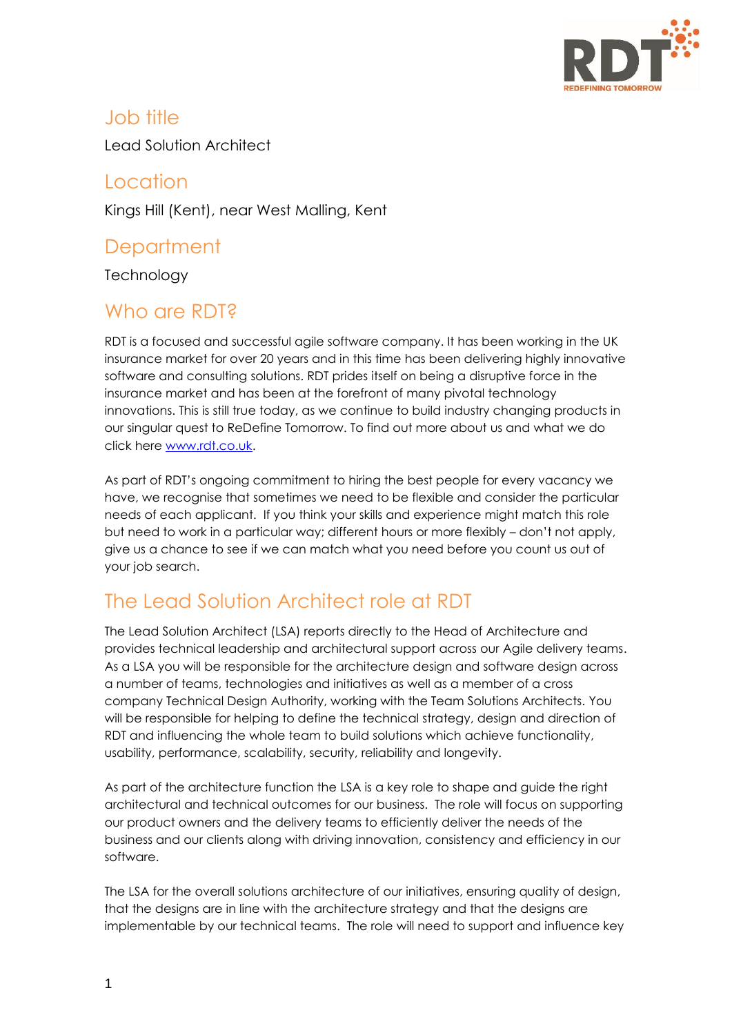## Job title

Lead Solution Architect

## Location

Kings Hill (Kent), near West Malling, Kent

## Department

Technology

## Who are RDT?

RDT is a focused and successful agile software company. It has been working in the UK insurance market for over 20 years and in this time has been delivering highly innovative software and consulting solutions. RDT prides itself on being a disruptive force in the insurance market and has been at the forefront of many pivotal technology innovations. This is still true today, as we continue to build industry changing products in our singular quest to ReDefine Tomorrow. To find out more about us and what we do click here [www.rdt.co.uk](www.rdt.co.uk).

As part of RDT's ongoing commitment to hiring the best people for every vacancy we have, we recognise that sometimes we need to be flexible and consider the particular needs of each applicant. If you think your skills and experience might match this role but need to work in a particular way; different hours or more flexibly – don't not apply, give us a chance to see if we can match what you need before you count us out of your job search.

## The Lead Solution Architect role at RDT

The Lead Solution Architect (LSA) reports directly to the Head of Architecture and provides technical leadership and architectural support across our Agile delivery teams. As a LSA you will be responsible for the architecture design and software design across a number of teams, technologies and initiatives as well as a member of a cross company Technical Design Authority, working with the Team Solutions Architects. You will be responsible for helping to define the technical strategy, design and direction of RDT and influencing the whole team to build solutions which achieve functionality, usability, performance, scalability, security, reliability and longevity.

As part of the architecture function the LSA is a key role to shape and guide the right architectural and technical outcomes for our business. The role will focus on supporting our product owners and the delivery teams to efficiently deliver the needs of the business and our clients along with driving innovation, consistency and efficiency in our software.

The LSA for the overall solutions architecture of our initiatives, ensuring quality of design, that the designs are in line with the architecture strategy and that the designs are implementable by our technical teams. The role will need to support and influence key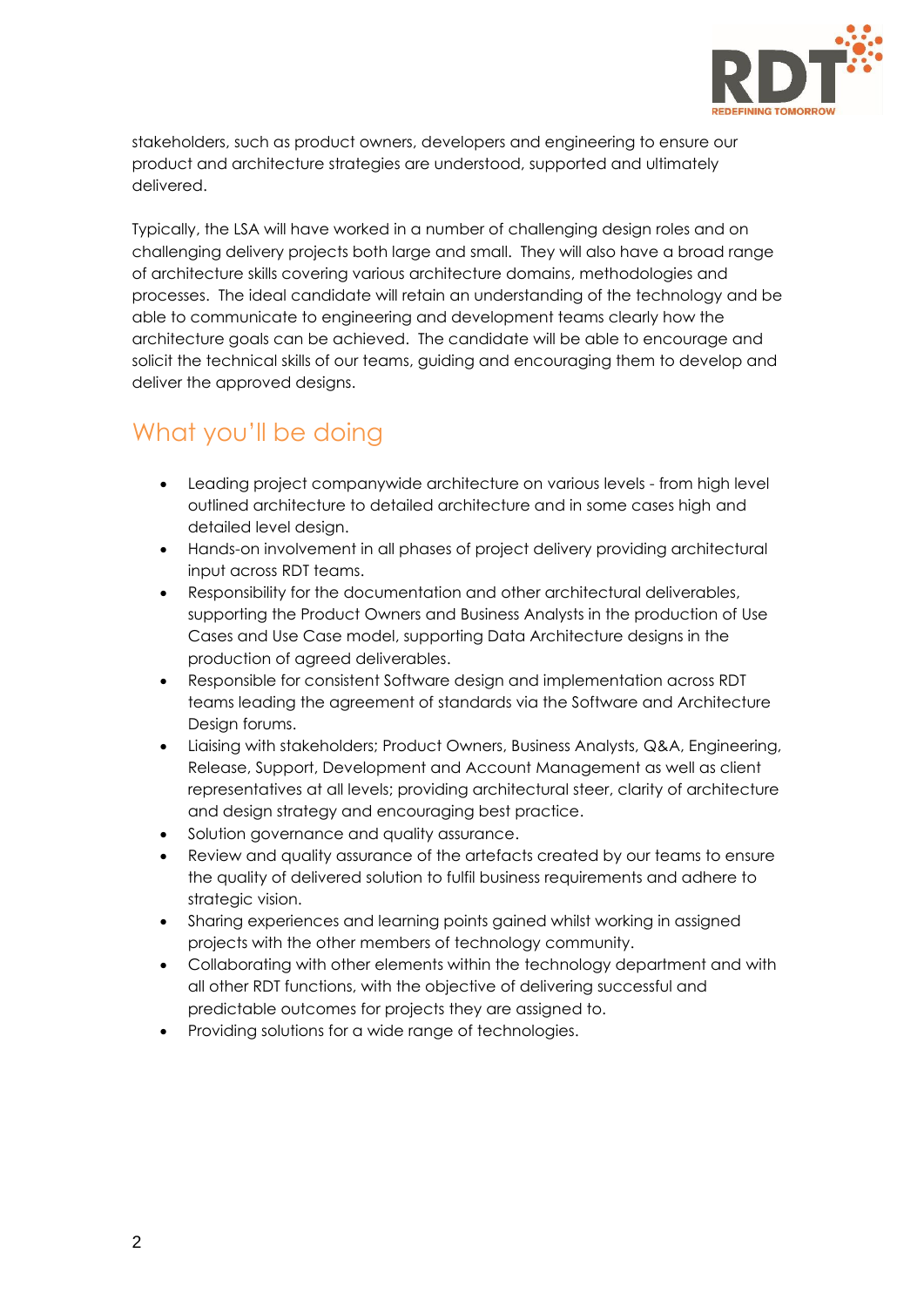stakeholders, such as product owners, developers and engineering to ensure our product and architecture strategies are understood, supported and ultimately delivered.

Typically, the LSA will have worked in a number of challenging design roles and on challenging delivery projects both large and small. They will also have a broad range of architecture skills covering various architecture domains, methodologies and processes. The ideal candidate will retain an understanding of the technology and be able to communicate to engineering and development teams clearly how the architecture goals can be achieved. The candidate will be able to encourage and solicit the technical skills of our teams, guiding and encouraging them to develop and deliver the approved designs.

## What you'll be doing

- Leading project companywide architecture on various levels - from high level outlined architecture to detailed architecture and in some cases high and detailed level design.
- Hands-on involvement in all phases of project delivery providing architectural input across RDT teams.
- Responsibility for the documentation and other architectural deliverables, supporting the Product Owners and Business Analysts in the production of Use Cases and Use Case model, supporting Data Architecture designs in the production of agreed deliverables.
- Responsible for consistent Software design and implementation across RDT teams leading the agreement of standards via the Software and Architecture Design forums.
- Liaising with stakeholders; Product Owners, Business Analysts, Q&A, Engineering, Release, Support, Development and Account Management as well as client representatives at all levels; providing architectural steer, clarity of architecture and design strategy and encouraging best practice.
- Solution governance and quality assurance.
- Review and quality assurance of the artefacts created by our teams to ensure the quality of delivered solution to fulfil business requirements and adhere to strategic vision.
- Sharing experiences and learning points gained whilst working in assigned projects with the other members of technology community.
- Collaborating with other elements within the technology department and with all other RDT functions, with the objective of delivering successful and predictable outcomes for projects they are assigned to.
- Providing solutions for a wide range of technologies.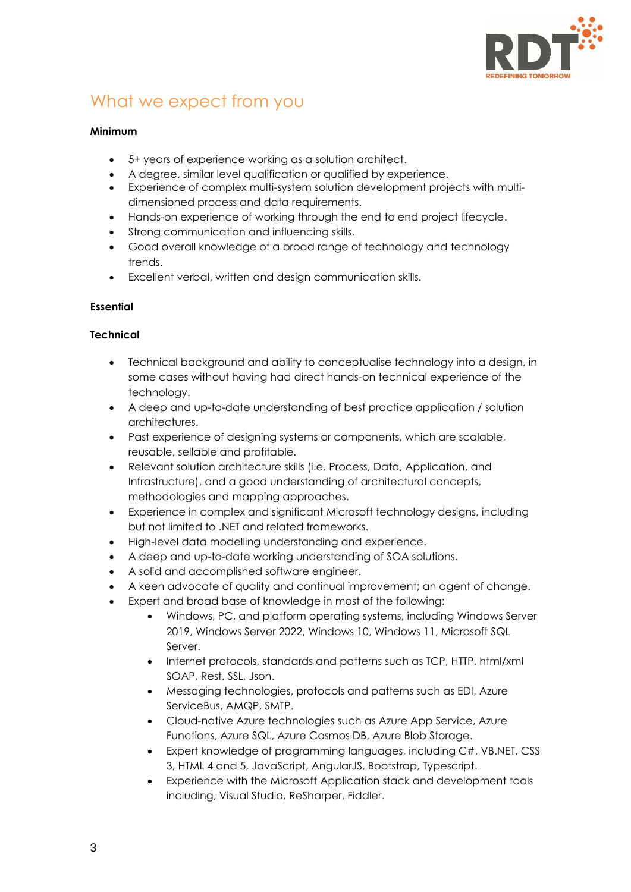## What we expect from you

**Minimum**

- 5+ years of experience working as a solution architect.
- A degree, similar level qualification or qualified by experience.
- Experience of complex multi-system solution development projects with multi-dimensioned process and data requirements.
- Hands-on experience of working through the end to end project lifecycle.
- Strong communication and influencing skills.
- Good overall knowledge of a broad range of technology and technology trends.
- Excellent verbal, written and design communication skills.

**Essential**

**Technical**

- Technical background and ability to conceptualise technology into a design, in some cases without having had direct hands-on technical experience of the technology.
- A deep and up-to-date understanding of best practice application / solution architectures.
- Past experience of designing systems or components, which are scalable, reusable, sellable and profitable.
- Relevant solution architecture skills (i.e. Process, Data, Application, and Infrastructure), and a good understanding of architectural concepts, methodologies and mapping approaches.
- Experience in complex and significant Microsoft technology designs, including but not limited to .NET and related frameworks.
- High-level data modelling understanding and experience.
- A deep and up-to-date working understanding of SOA solutions.
- A solid and accomplished software engineer.
- A keen advocate of quality and continual improvement; an agent of change.
- Expert and broad base of knowledge in most of the following:
  - Windows, PC, and platform operating systems, including Windows Server 2019, Windows Server 2022, Windows 10, Windows 11, Microsoft SQL Server.
  - Internet protocols, standards and patterns such as TCP, HTTP, html/xml SOAP, Rest, SSL, Json.
  - Messaging technologies, protocols and patterns such as EDI, Azure ServiceBus, AMQP, SMTP.
  - Cloud-native Azure technologies such as Azure App Service, Azure Functions, Azure SQL, Azure Cosmos DB, Azure Blob Storage.
  - Expert knowledge of programming languages, including C#, VB.NET, CSS 3, HTML 4 and 5, JavaScript, AngularJS, Bootstrap, Typescript.
  - Experience with the Microsoft Application stack and development tools including, Visual Studio, ReSharper, Fiddler.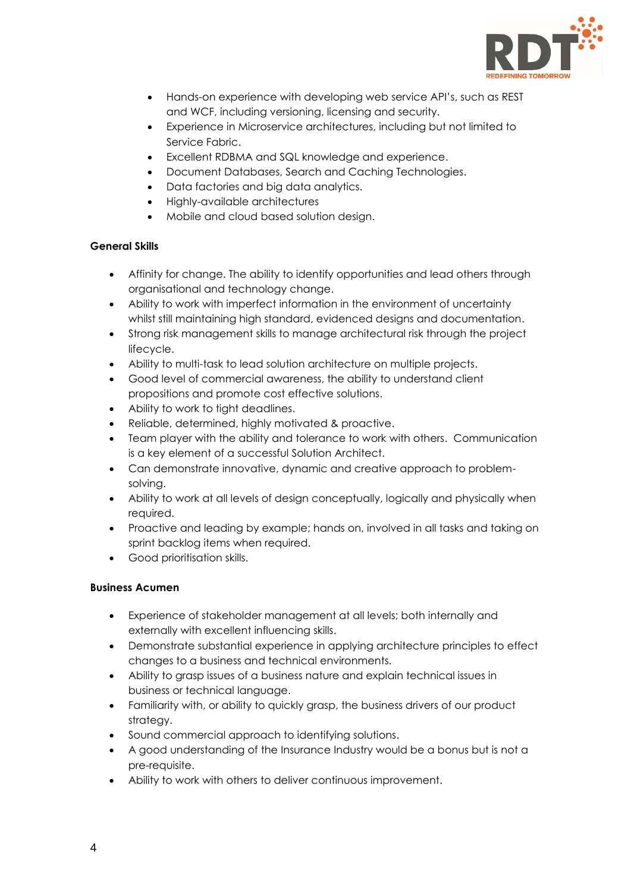- Hands-on experience with developing web service API's, such as REST and WCF, including versioning, licensing and security.
- Experience in Microservice architectures, including but not limited to Service Fabric.
- Excellent RDBMA and SQL knowledge and experience.
- Document Databases, Search and Caching Technologies.
- Data factories and big data analytics.
- Highly-available architectures
- Mobile and cloud based solution design.

**General Skills**

- Affinity for change. The ability to identify opportunities and lead others through organisational and technology change.
- Ability to work with imperfect information in the environment of uncertainty whilst still maintaining high standard, evidenced designs and documentation.
- Strong risk management skills to manage architectural risk through the project lifecycle.
- Ability to multi-task to lead solution architecture on multiple projects.
- Good level of commercial awareness, the ability to understand client propositions and promote cost effective solutions.
- Ability to work to tight deadlines.
- Reliable, determined, highly motivated & proactive.
- Team player with the ability and tolerance to work with others. Communication is a key element of a successful Solution Architect.
- Can demonstrate innovative, dynamic and creative approach to problem-solving.
- Ability to work at all levels of design conceptually, logically and physically when required.
- Proactive and leading by example; hands on, involved in all tasks and taking on sprint backlog items when required.
- Good prioritisation skills.

**Business Acumen**

- Experience of stakeholder management at all levels; both internally and externally with excellent influencing skills.
- Demonstrate substantial experience in applying architecture principles to effect changes to a business and technical environments.
- Ability to grasp issues of a business nature and explain technical issues in business or technical language.
- Familiarity with, or ability to quickly grasp, the business drivers of our product strategy.
- Sound commercial approach to identifying solutions.
- A good understanding of the Insurance Industry would be a bonus but is not a pre-requisite.
- Ability to work with others to deliver continuous improvement.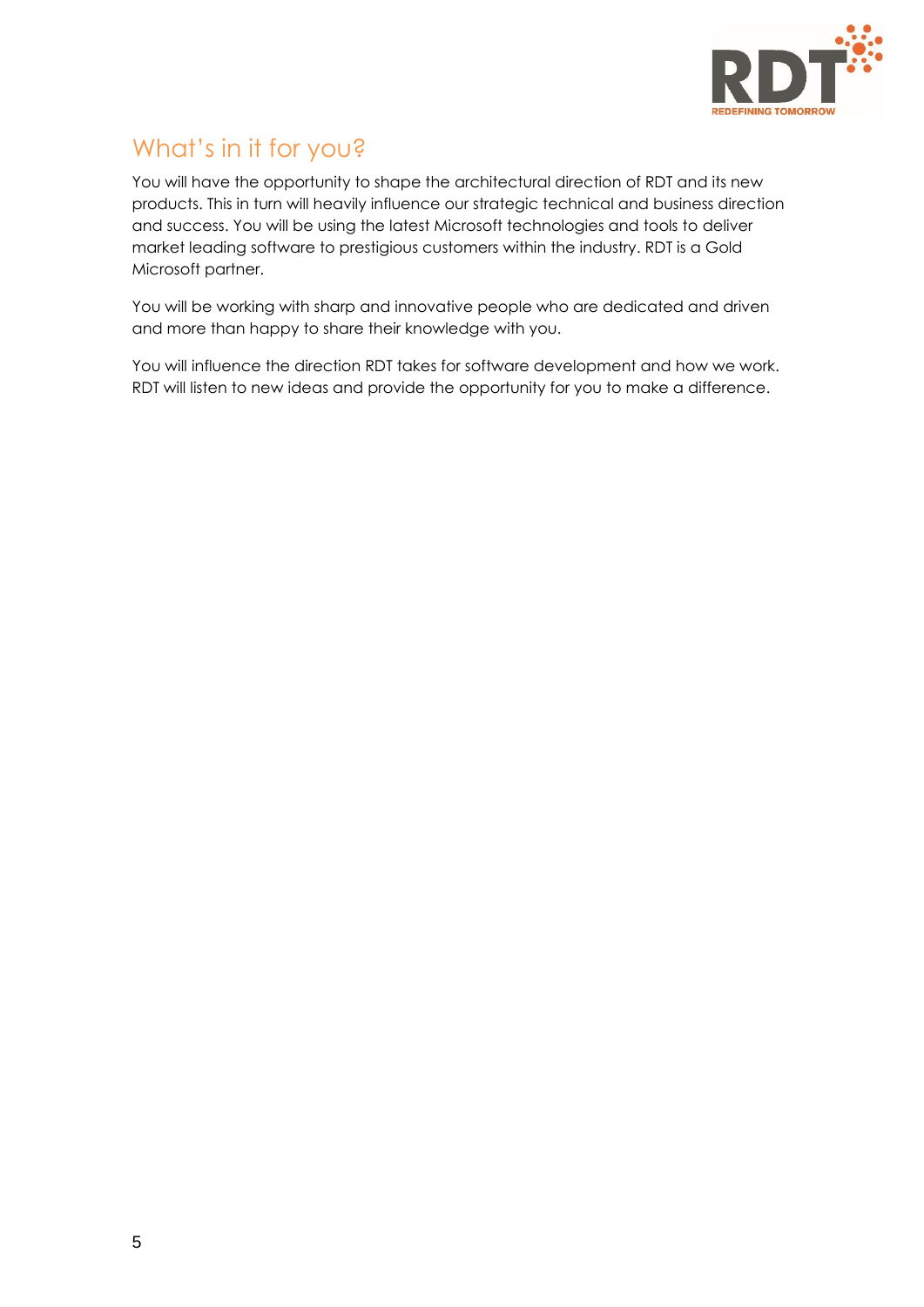## What's in it for you?

You will have the opportunity to shape the architectural direction of RDT and its new products. This in turn will heavily influence our strategic technical and business direction and success. You will be using the latest Microsoft technologies and tools to deliver market leading software to prestigious customers within the industry. RDT is a Gold Microsoft partner.

You will be working with sharp and innovative people who are dedicated and driven and more than happy to share their knowledge with you.

You will influence the direction RDT takes for software development and how we work. RDT will listen to new ideas and provide the opportunity for you to make a difference.